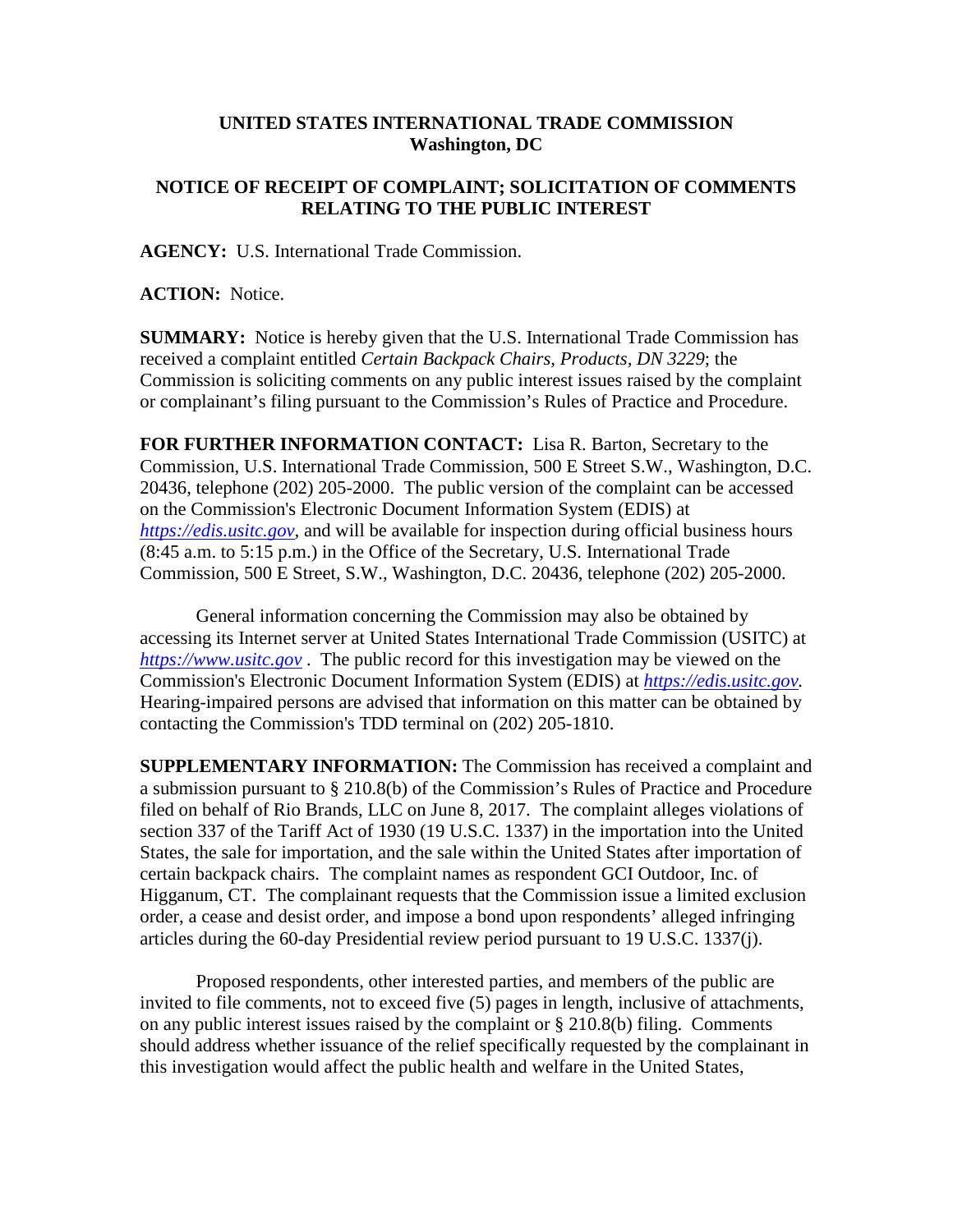# UNITED STATES INTERNATIONAL TRADE COMMISSION
## Washington, DC

## NOTICE OF RECEIPT OF COMPLAINT; SOLICITATION OF COMMENTS RELATING TO THE PUBLIC INTEREST

**AGENCY:** U.S. International Trade Commission.

**ACTION:** Notice.

**SUMMARY:** Notice is hereby given that the U.S. International Trade Commission has received a complaint entitled *Certain Backpack Chairs, Products, DN 3229*; the Commission is soliciting comments on any public interest issues raised by the complaint or complainant's filing pursuant to the Commission's Rules of Practice and Procedure.

**FOR FURTHER INFORMATION CONTACT:** Lisa R. Barton, Secretary to the Commission, U.S. International Trade Commission, 500 E Street S.W., Washington, D.C. 20436, telephone (202) 205-2000. The public version of the complaint can be accessed on the Commission's Electronic Document Information System (EDIS) at *https://edis.usitc.gov*, and will be available for inspection during official business hours (8:45 a.m. to 5:15 p.m.) in the Office of the Secretary, U.S. International Trade Commission, 500 E Street, S.W., Washington, D.C. 20436, telephone (202) 205-2000.

General information concerning the Commission may also be obtained by accessing its Internet server at United States International Trade Commission (USITC) at *https://www.usitc.gov* . The public record for this investigation may be viewed on the Commission's Electronic Document Information System (EDIS) at *https://edis.usitc.gov.* Hearing-impaired persons are advised that information on this matter can be obtained by contacting the Commission's TDD terminal on (202) 205-1810.

**SUPPLEMENTARY INFORMATION:** The Commission has received a complaint and a submission pursuant to § 210.8(b) of the Commission's Rules of Practice and Procedure filed on behalf of Rio Brands, LLC on June 8, 2017. The complaint alleges violations of section 337 of the Tariff Act of 1930 (19 U.S.C. 1337) in the importation into the United States, the sale for importation, and the sale within the United States after importation of certain backpack chairs. The complaint names as respondent GCI Outdoor, Inc. of Higganum, CT. The complainant requests that the Commission issue a limited exclusion order, a cease and desist order, and impose a bond upon respondents' alleged infringing articles during the 60-day Presidential review period pursuant to 19 U.S.C. 1337(j).

Proposed respondents, other interested parties, and members of the public are invited to file comments, not to exceed five (5) pages in length, inclusive of attachments, on any public interest issues raised by the complaint or § 210.8(b) filing. Comments should address whether issuance of the relief specifically requested by the complainant in this investigation would affect the public health and welfare in the United States,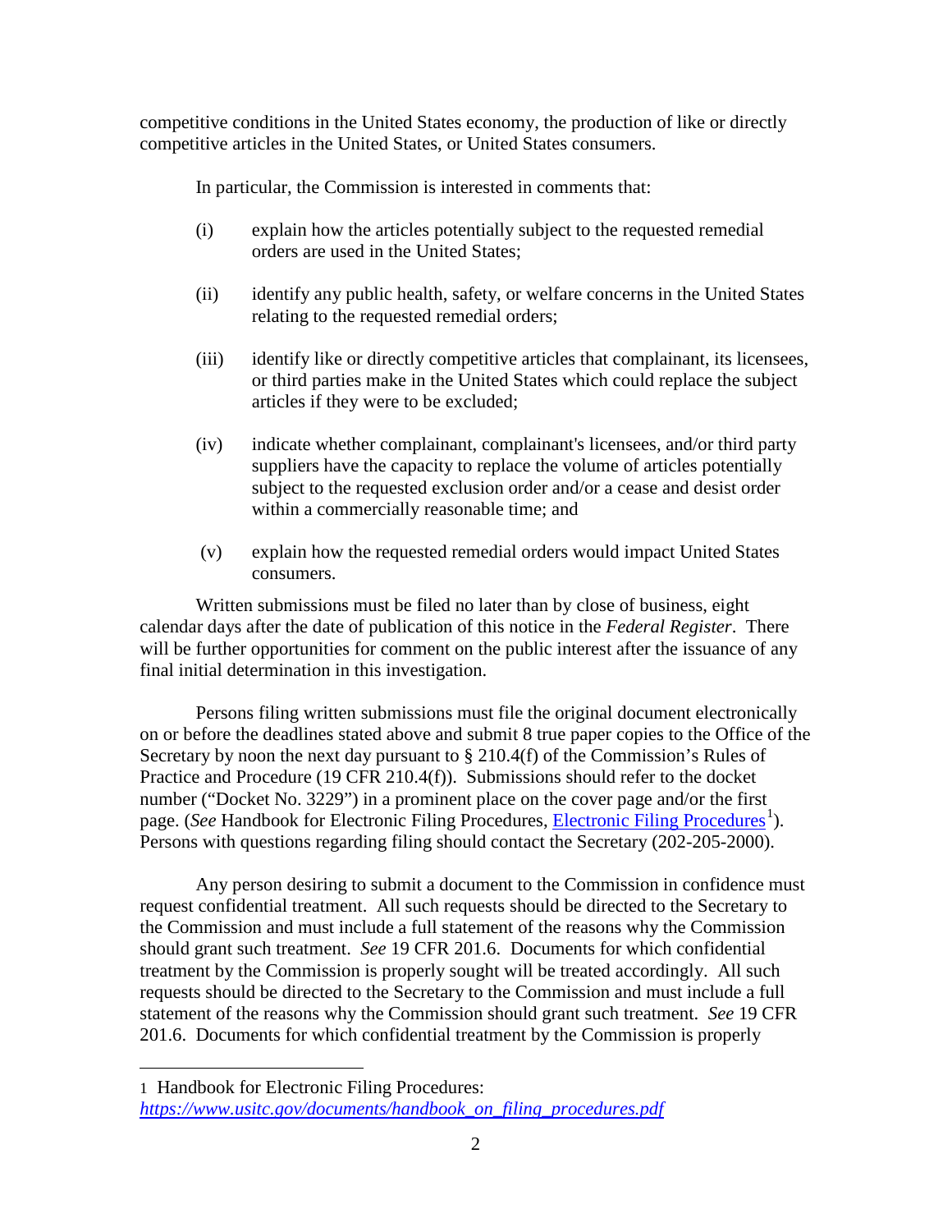competitive conditions in the United States economy, the production of like or directly competitive articles in the United States, or United States consumers.

In particular, the Commission is interested in comments that:

(i) explain how the articles potentially subject to the requested remedial orders are used in the United States;

(ii) identify any public health, safety, or welfare concerns in the United States relating to the requested remedial orders;

(iii) identify like or directly competitive articles that complainant, its licensees, or third parties make in the United States which could replace the subject articles if they were to be excluded;

(iv) indicate whether complainant, complainant's licensees, and/or third party suppliers have the capacity to replace the volume of articles potentially subject to the requested exclusion order and/or a cease and desist order within a commercially reasonable time; and

(v) explain how the requested remedial orders would impact United States consumers.

Written submissions must be filed no later than by close of business, eight calendar days after the date of publication of this notice in the *Federal Register*. There will be further opportunities for comment on the public interest after the issuance of any final initial determination in this investigation.

Persons filing written submissions must file the original document electronically on or before the deadlines stated above and submit 8 true paper copies to the Office of the Secretary by noon the next day pursuant to § 210.4(f) of the Commission's Rules of Practice and Procedure (19 CFR 210.4(f)). Submissions should refer to the docket number ("Docket No. 3229") in a prominent place on the cover page and/or the first page. (*See* Handbook for Electronic Filing Procedures, Electronic Filing Procedures[1]). Persons with questions regarding filing should contact the Secretary (202-205-2000).

Any person desiring to submit a document to the Commission in confidence must request confidential treatment. All such requests should be directed to the Secretary to the Commission and must include a full statement of the reasons why the Commission should grant such treatment. *See* 19 CFR 201.6. Documents for which confidential treatment by the Commission is properly sought will be treated accordingly. All such requests should be directed to the Secretary to the Commission and must include a full statement of the reasons why the Commission should grant such treatment. *See* 19 CFR 201.6. Documents for which confidential treatment by the Commission is properly

---

[1] Handbook for Electronic Filing Procedures: *https://www.usitc.gov/documents/handbook_on_filing_procedures.pdf*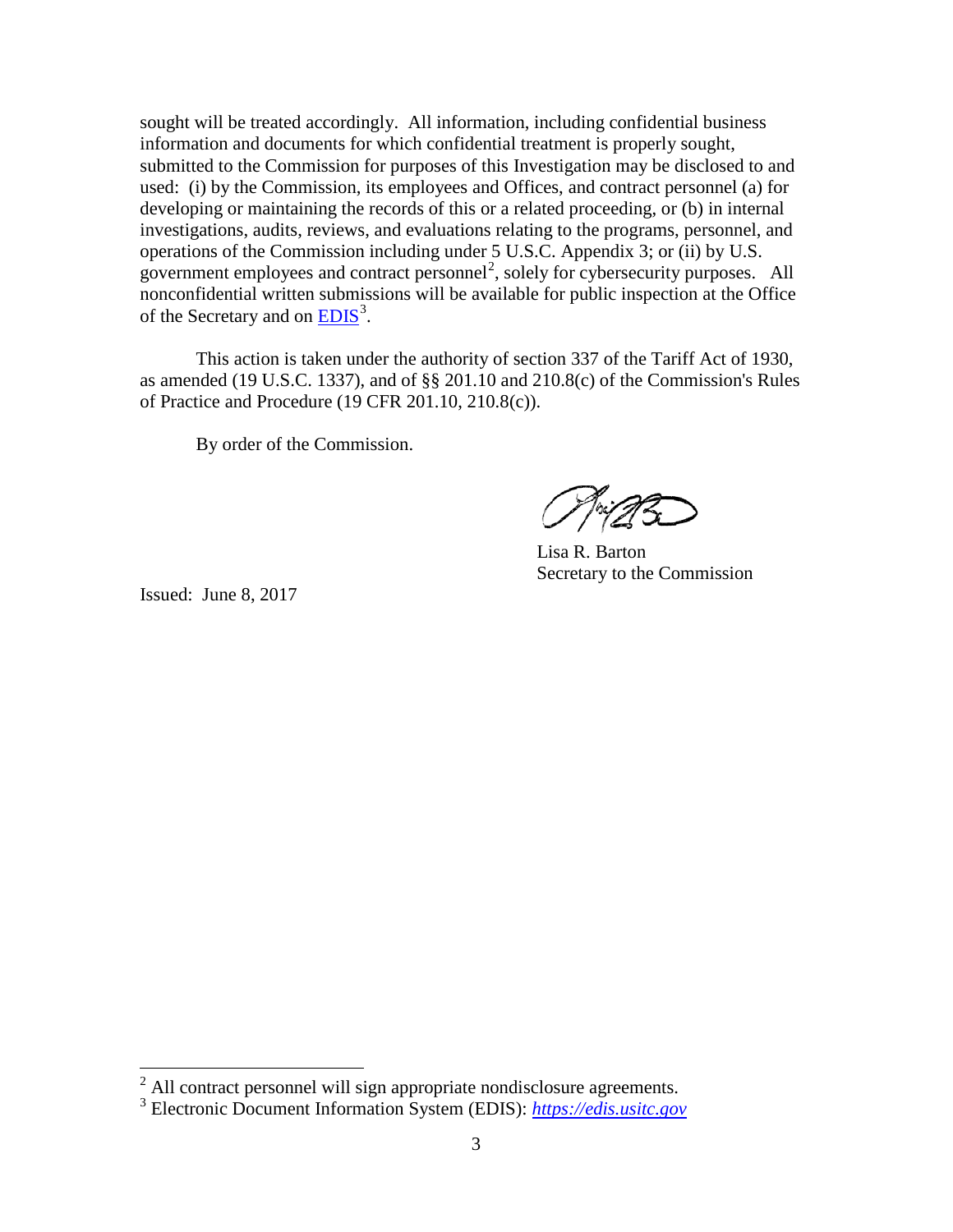sought will be treated accordingly. All information, including confidential business information and documents for which confidential treatment is properly sought, submitted to the Commission for purposes of this Investigation may be disclosed to and used: (i) by the Commission, its employees and Offices, and contract personnel (a) for developing or maintaining the records of this or a related proceeding, or (b) in internal investigations, audits, reviews, and evaluations relating to the programs, personnel, and operations of the Commission including under 5 U.S.C. Appendix 3; or (ii) by U.S. government employees and contract personnel[2], solely for cybersecurity purposes. All nonconfidential written submissions will be available for public inspection at the Office of the Secretary and on EDIS[3].

This action is taken under the authority of section 337 of the Tariff Act of 1930, as amended (19 U.S.C. 1337), and of §§ 201.10 and 210.8(c) of the Commission's Rules of Practice and Procedure (19 CFR 201.10, 210.8(c)).

By order of the Commission.

Lisa R. Barton
Secretary to the Commission

Issued: June 8, 2017

---

[2] All contract personnel will sign appropriate nondisclosure agreements.

[3] Electronic Document Information System (EDIS): *https://edis.usitc.gov*